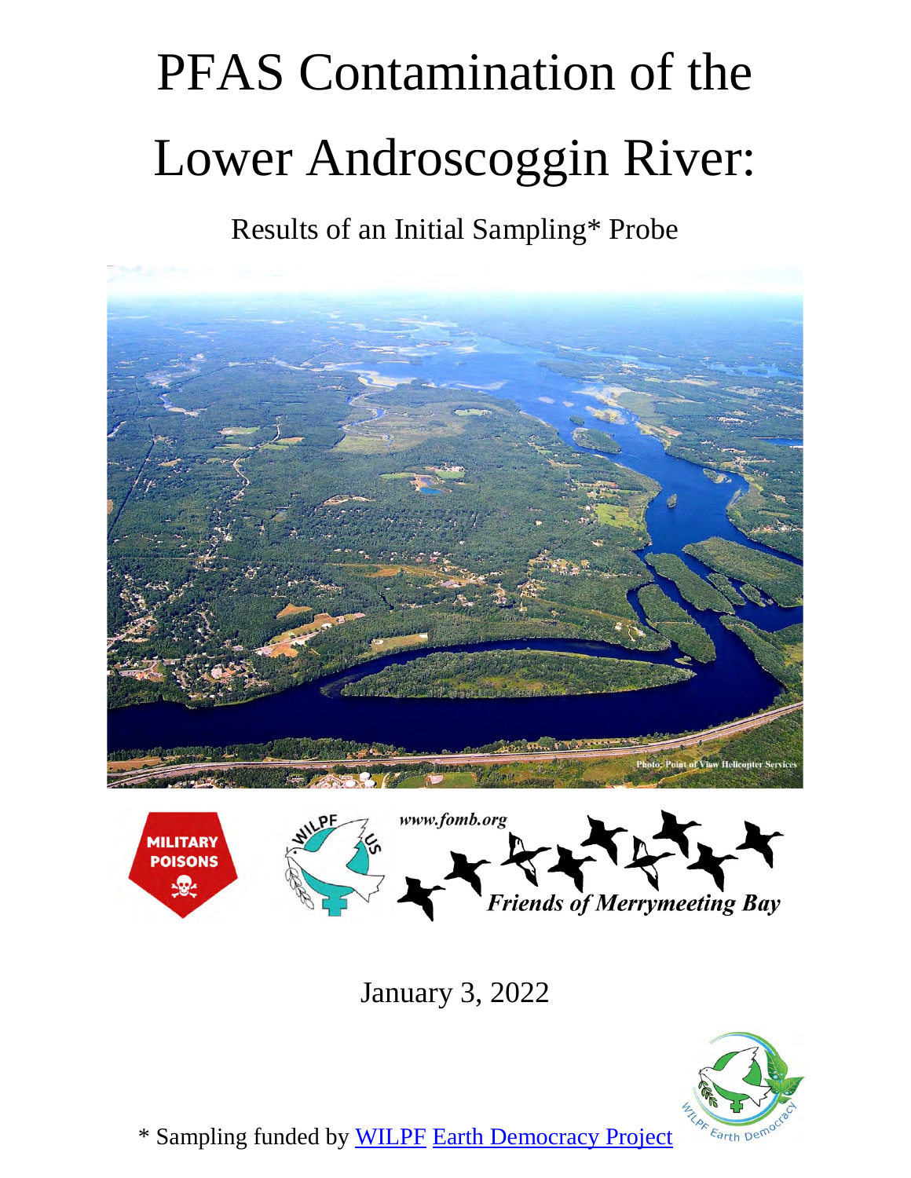# PFAS Contamination of the Lower Androscoggin River:

Results of an Initial Sampling* Probe

Photo: Point of View Helicopter Services

MILITARY POISONS

WILPF US

www.fomb.org

*Friends of Merrymeeting Bay*

January 3, 2022

* Sampling funded by WILPF Earth Democracy Project

WILPF Earth Democracy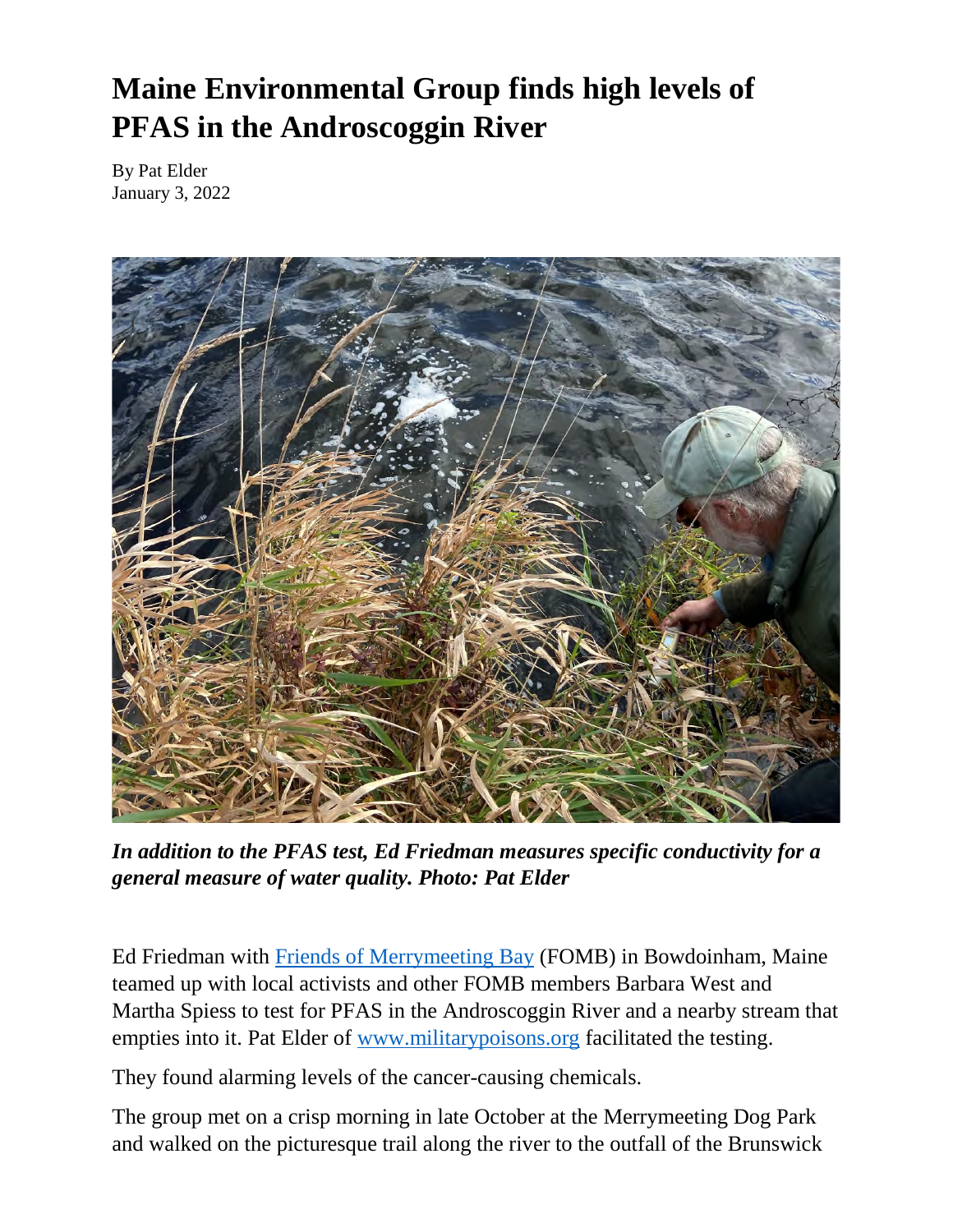# Maine Environmental Group finds high levels of PFAS in the Androscoggin River

By Pat Elder
January 3, 2022

***In addition to the PFAS test, Ed Friedman measures specific conductivity for a general measure of water quality. Photo: Pat Elder***

Ed Friedman with [Friends of Merrymeeting Bay](https://www.fomb.org) (FOMB) in Bowdoinham, Maine teamed up with local activists and other FOMB members Barbara West and Martha Spiess to test for PFAS in the Androscoggin River and a nearby stream that empties into it. Pat Elder of [www.militarypoisons.org](http://www.militarypoisons.org) facilitated the testing.

They found alarming levels of the cancer-causing chemicals.

The group met on a crisp morning in late October at the Merrymeeting Dog Park and walked on the picturesque trail along the river to the outfall of the Brunswick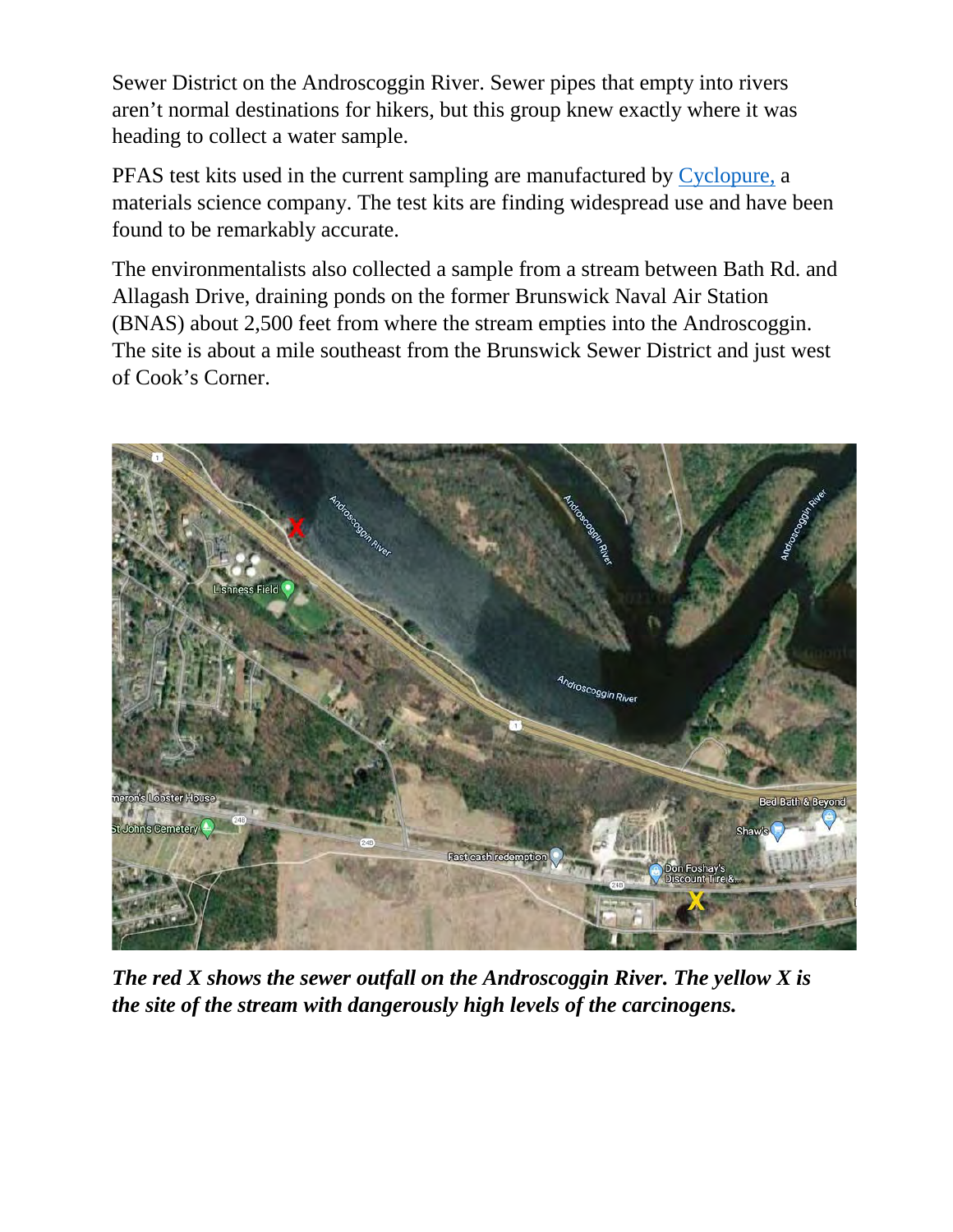Sewer District on the Androscoggin River. Sewer pipes that empty into rivers aren't normal destinations for hikers, but this group knew exactly where it was heading to collect a water sample.

PFAS test kits used in the current sampling are manufactured by [Cyclopure,](Cyclopure) a materials science company. The test kits are finding widespread use and have been found to be remarkably accurate.

The environmentalists also collected a sample from a stream between Bath Rd. and Allagash Drive, draining ponds on the former Brunswick Naval Air Station (BNAS) about 2,500 feet from where the stream empties into the Androscoggin. The site is about a mile southeast from the Brunswick Sewer District and just west of Cook's Corner.

***The red X shows the sewer outfall on the Androscoggin River. The yellow X is the site of the stream with dangerously high levels of the carcinogens.***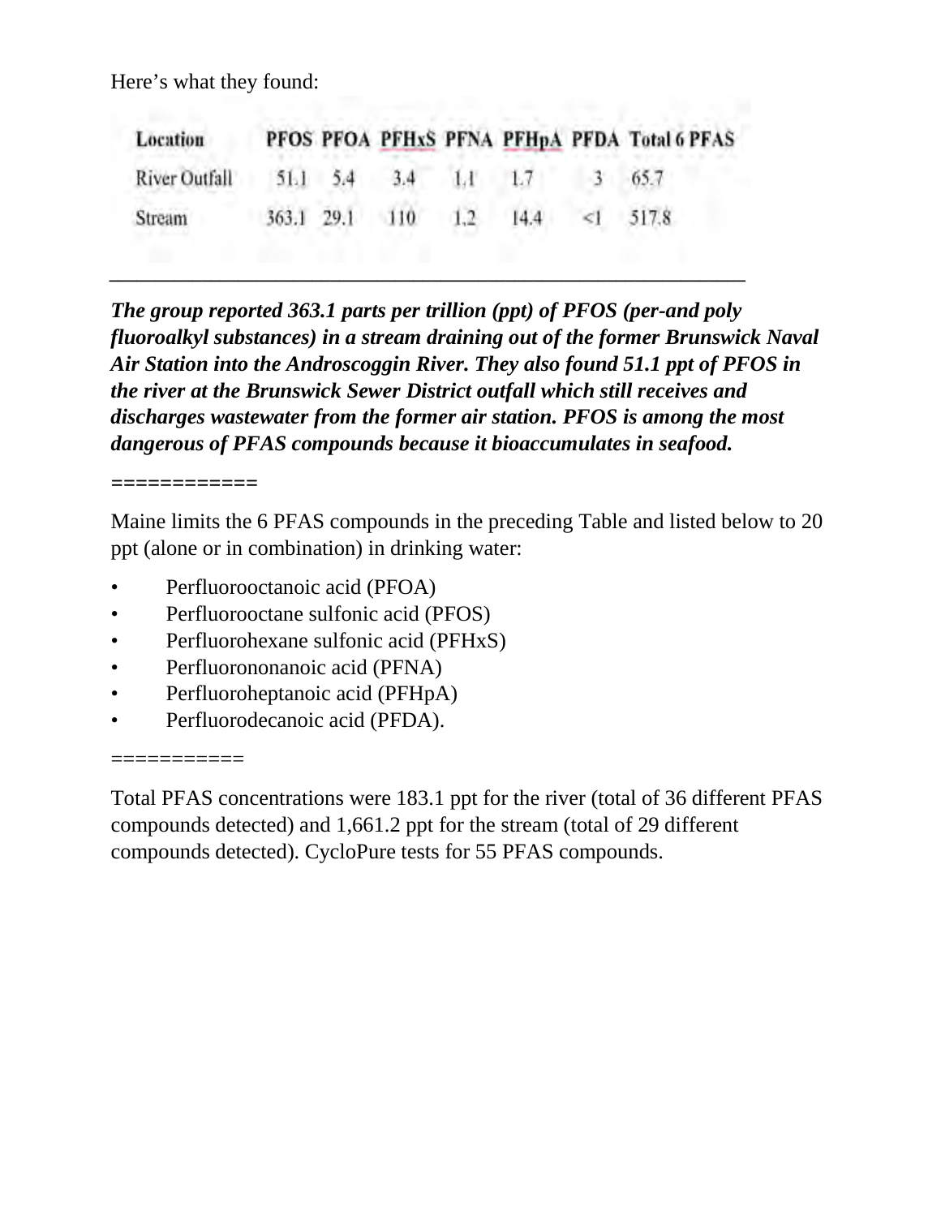Here's what they found:

| Location | PFOS | PFOA | PFHxS | PFNA | PFHpA | PFDA | Total 6 PFAS |
|---|---|---|---|---|---|---|---|
| River Outfall | 51.1 | 5.4 | 3.4 | 1.1 | 1.7 | 3 | 65.7 |
| Stream | 363.1 | 29.1 | 110 | 1.2 | 14.4 | <1 | 517.8 |

---

***The group reported 363.1 parts per trillion (ppt) of PFOS (per-and poly fluoroalkyl substances) in a stream draining out of the former Brunswick Naval Air Station into the Androscoggin River. They also found 51.1 ppt of PFOS in the river at the Brunswick Sewer District outfall which still receives and discharges wastewater from the former air station. PFOS is among the most dangerous of PFAS compounds because it bioaccumulates in seafood.***

============

Maine limits the 6 PFAS compounds in the preceding Table and listed below to 20 ppt (alone or in combination) in drinking water:

- Perfluorooctanoic acid (PFOA)
- Perfluorooctane sulfonic acid (PFOS)
- Perfluorohexane sulfonic acid (PFHxS)
- Perfluorononanoic acid (PFNA)
- Perfluoroheptanoic acid (PFHpA)
- Perfluorodecanoic acid (PFDA).

===========

Total PFAS concentrations were 183.1 ppt for the river (total of 36 different PFAS compounds detected) and 1,661.2 ppt for the stream (total of 29 different compounds detected). CycloPure tests for 55 PFAS compounds.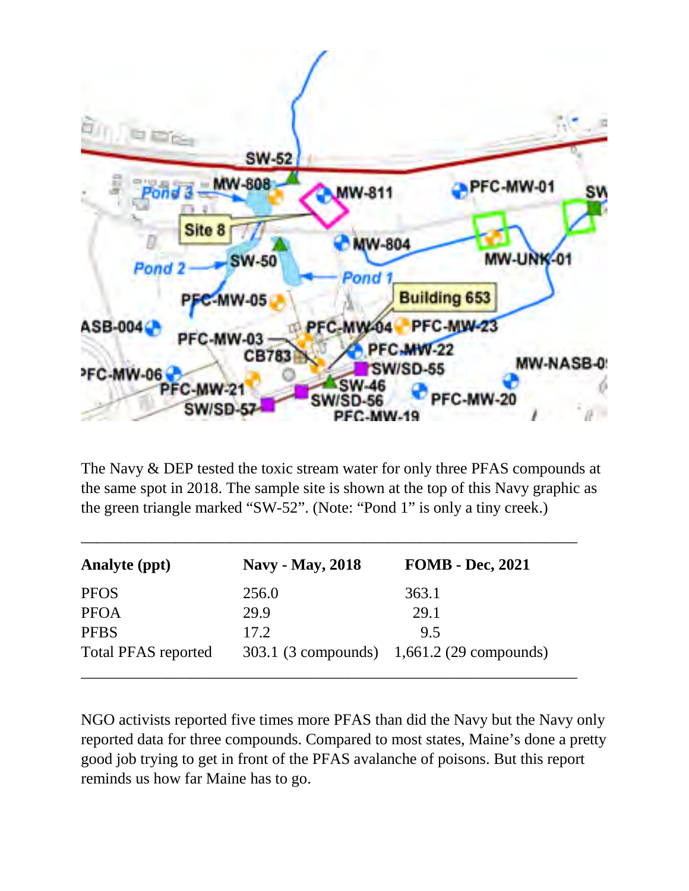The Navy & DEP tested the toxic stream water for only three PFAS compounds at the same spot in 2018. The sample site is shown at the top of this Navy graphic as the green triangle marked "SW-52". (Note: "Pond 1" is only a tiny creek.)

| Analyte (ppt) | Navy - May, 2018 | FOMB - Dec, 2021 |
|---|---|---|
| PFOS | 256.0 | 363.1 |
| PFOA | 29.9 | 29.1 |
| PFBS | 17.2 | 9.5 |
| Total PFAS reported | 303.1 (3 compounds) | 1,661.2 (29 compounds) |

NGO activists reported five times more PFAS than did the Navy but the Navy only reported data for three compounds. Compared to most states, Maine's done a pretty good job trying to get in front of the PFAS avalanche of poisons. But this report reminds us how far Maine has to go.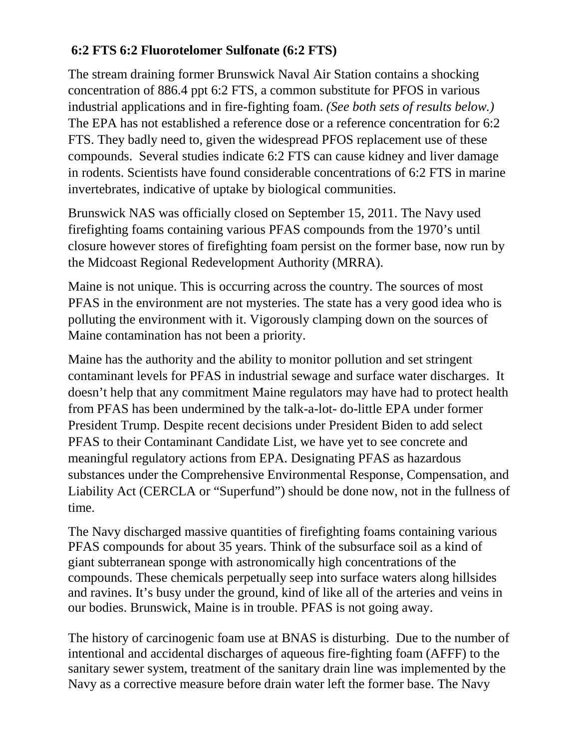**6:2 FTS 6:2 Fluorotelomer Sulfonate (6:2 FTS)**

The stream draining former Brunswick Naval Air Station contains a shocking concentration of 886.4 ppt 6:2 FTS, a common substitute for PFOS in various industrial applications and in fire-fighting foam. *(See both sets of results below.)* The EPA has not established a reference dose or a reference concentration for 6:2 FTS. They badly need to, given the widespread PFOS replacement use of these compounds. Several studies indicate 6:2 FTS can cause kidney and liver damage in rodents. Scientists have found considerable concentrations of 6:2 FTS in marine invertebrates, indicative of uptake by biological communities.

Brunswick NAS was officially closed on September 15, 2011. The Navy used firefighting foams containing various PFAS compounds from the 1970's until closure however stores of firefighting foam persist on the former base, now run by the Midcoast Regional Redevelopment Authority (MRRA).

Maine is not unique. This is occurring across the country. The sources of most PFAS in the environment are not mysteries. The state has a very good idea who is polluting the environment with it. Vigorously clamping down on the sources of Maine contamination has not been a priority.

Maine has the authority and the ability to monitor pollution and set stringent contaminant levels for PFAS in industrial sewage and surface water discharges. It doesn't help that any commitment Maine regulators may have had to protect health from PFAS has been undermined by the talk-a-lot- do-little EPA under former President Trump. Despite recent decisions under President Biden to add select PFAS to their Contaminant Candidate List, we have yet to see concrete and meaningful regulatory actions from EPA. Designating PFAS as hazardous substances under the Comprehensive Environmental Response, Compensation, and Liability Act (CERCLA or "Superfund") should be done now, not in the fullness of time.

The Navy discharged massive quantities of firefighting foams containing various PFAS compounds for about 35 years. Think of the subsurface soil as a kind of giant subterranean sponge with astronomically high concentrations of the compounds. These chemicals perpetually seep into surface waters along hillsides and ravines. It's busy under the ground, kind of like all of the arteries and veins in our bodies. Brunswick, Maine is in trouble. PFAS is not going away.

The history of carcinogenic foam use at BNAS is disturbing. Due to the number of intentional and accidental discharges of aqueous fire-fighting foam (AFFF) to the sanitary sewer system, treatment of the sanitary drain line was implemented by the Navy as a corrective measure before drain water left the former base. The Navy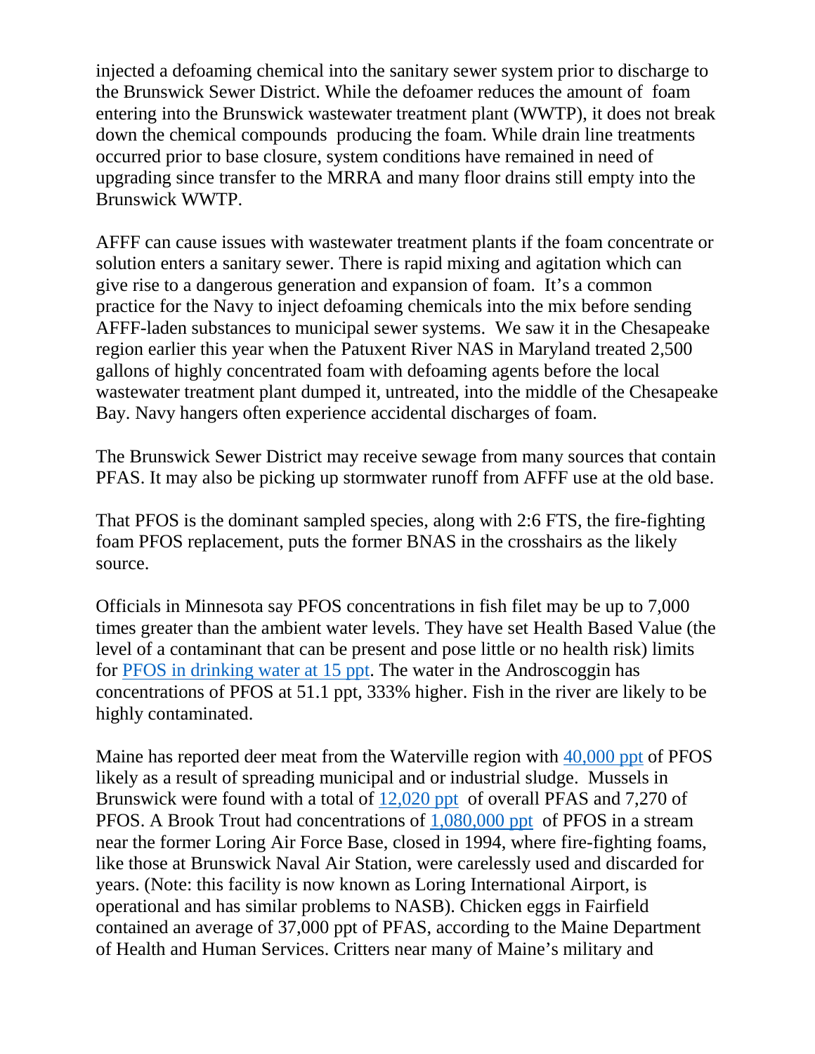injected a defoaming chemical into the sanitary sewer system prior to discharge to the Brunswick Sewer District. While the defoamer reduces the amount of foam entering into the Brunswick wastewater treatment plant (WWTP), it does not break down the chemical compounds producing the foam. While drain line treatments occurred prior to base closure, system conditions have remained in need of upgrading since transfer to the MRRA and many floor drains still empty into the Brunswick WWTP.

AFFF can cause issues with wastewater treatment plants if the foam concentrate or solution enters a sanitary sewer. There is rapid mixing and agitation which can give rise to a dangerous generation and expansion of foam. It's a common practice for the Navy to inject defoaming chemicals into the mix before sending AFFF-laden substances to municipal sewer systems. We saw it in the Chesapeake region earlier this year when the Patuxent River NAS in Maryland treated 2,500 gallons of highly concentrated foam with defoaming agents before the local wastewater treatment plant dumped it, untreated, into the middle of the Chesapeake Bay. Navy hangers often experience accidental discharges of foam.

The Brunswick Sewer District may receive sewage from many sources that contain PFAS. It may also be picking up stormwater runoff from AFFF use at the old base.

That PFOS is the dominant sampled species, along with 2:6 FTS, the fire-fighting foam PFOS replacement, puts the former BNAS in the crosshairs as the likely source.

Officials in Minnesota say PFOS concentrations in fish filet may be up to 7,000 times greater than the ambient water levels. They have set Health Based Value (the level of a contaminant that can be present and pose little or no health risk) limits for PFOS in drinking water at 15 ppt. The water in the Androscoggin has concentrations of PFOS at 51.1 ppt, 333% higher. Fish in the river are likely to be highly contaminated.

Maine has reported deer meat from the Waterville region with 40,000 ppt of PFOS likely as a result of spreading municipal and or industrial sludge. Mussels in Brunswick were found with a total of 12,020 ppt of overall PFAS and 7,270 of PFOS. A Brook Trout had concentrations of 1,080,000 ppt of PFOS in a stream near the former Loring Air Force Base, closed in 1994, where fire-fighting foams, like those at Brunswick Naval Air Station, were carelessly used and discarded for years. (Note: this facility is now known as Loring International Airport, is operational and has similar problems to NASB). Chicken eggs in Fairfield contained an average of 37,000 ppt of PFAS, according to the Maine Department of Health and Human Services. Critters near many of Maine's military and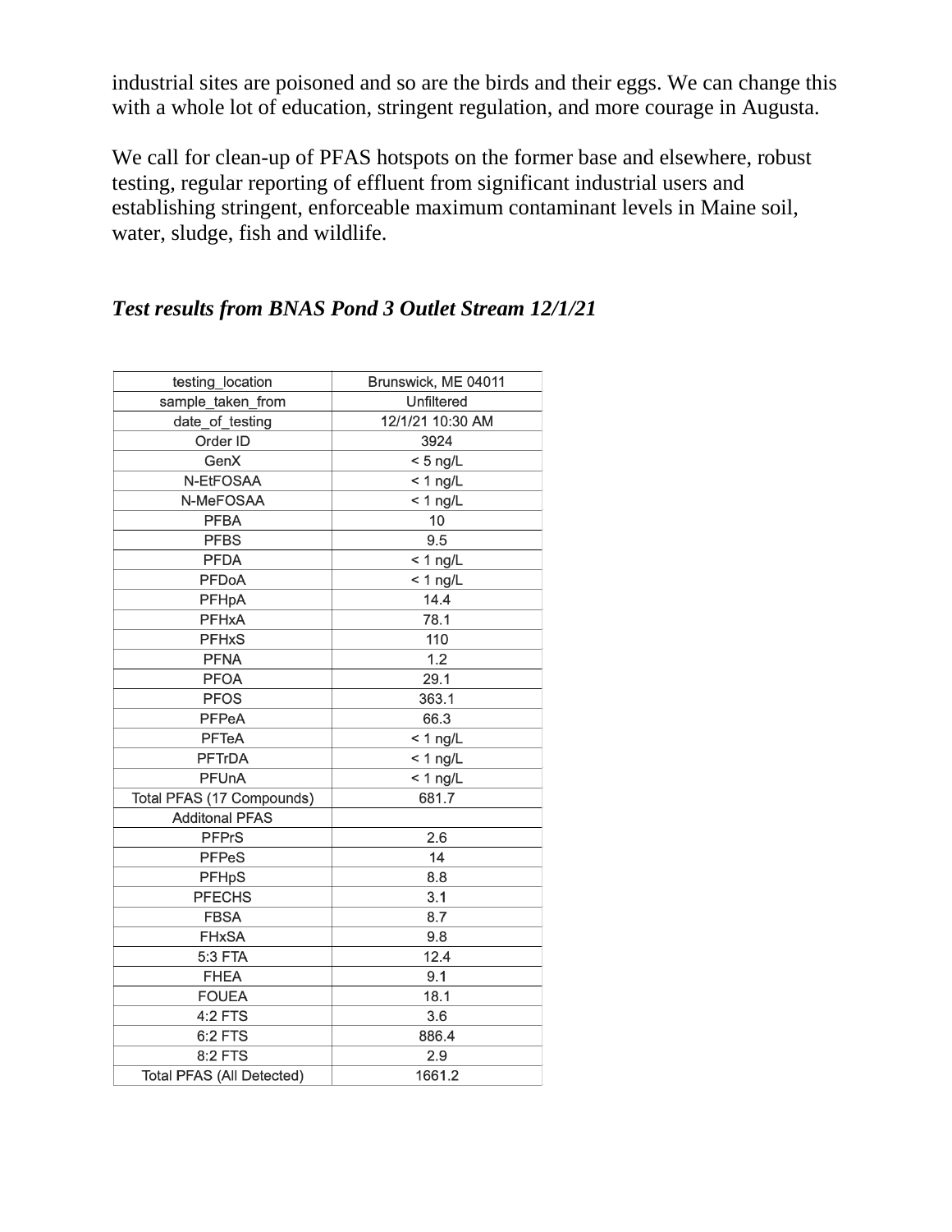industrial sites are poisoned and so are the birds and their eggs. We can change this with a whole lot of education, stringent regulation, and more courage in Augusta.

We call for clean-up of PFAS hotspots on the former base and elsewhere, robust testing, regular reporting of effluent from significant industrial users and establishing stringent, enforceable maximum contaminant levels in Maine soil, water, sludge, fish and wildlife.

### *Test results from BNAS Pond 3 Outlet Stream 12/1/21*

| | |
|---|---|
| testing_location | Brunswick, ME 04011 |
| sample_taken_from | Unfiltered |
| date_of_testing | 12/1/21 10:30 AM |
| Order ID | 3924 |
| GenX | < 5 ng/L |
| N-EtFOSAA | < 1 ng/L |
| N-MeFOSAA | < 1 ng/L |
| PFBA | 10 |
| PFBS | 9.5 |
| PFDA | < 1 ng/L |
| PFDoA | < 1 ng/L |
| PFHpA | 14.4 |
| PFHxA | 78.1 |
| PFHxS | 110 |
| PFNA | 1.2 |
| PFOA | 29.1 |
| PFOS | 363.1 |
| PFPeA | 66.3 |
| PFTeA | < 1 ng/L |
| PFTrDA | < 1 ng/L |
| PFUnA | < 1 ng/L |
| Total PFAS (17 Compounds) | 681.7 |
| Additonal PFAS | |
| PFPrS | 2.6 |
| PFPeS | 14 |
| PFHpS | 8.8 |
| PFECHS | 3.1 |
| FBSA | 8.7 |
| FHxSA | 9.8 |
| 5:3 FTA | 12.4 |
| FHEA | 9.1 |
| FOUEA | 18.1 |
| 4:2 FTS | 3.6 |
| 6:2 FTS | 886.4 |
| 8:2 FTS | 2.9 |
| Total PFAS (All Detected) | 1661.2 |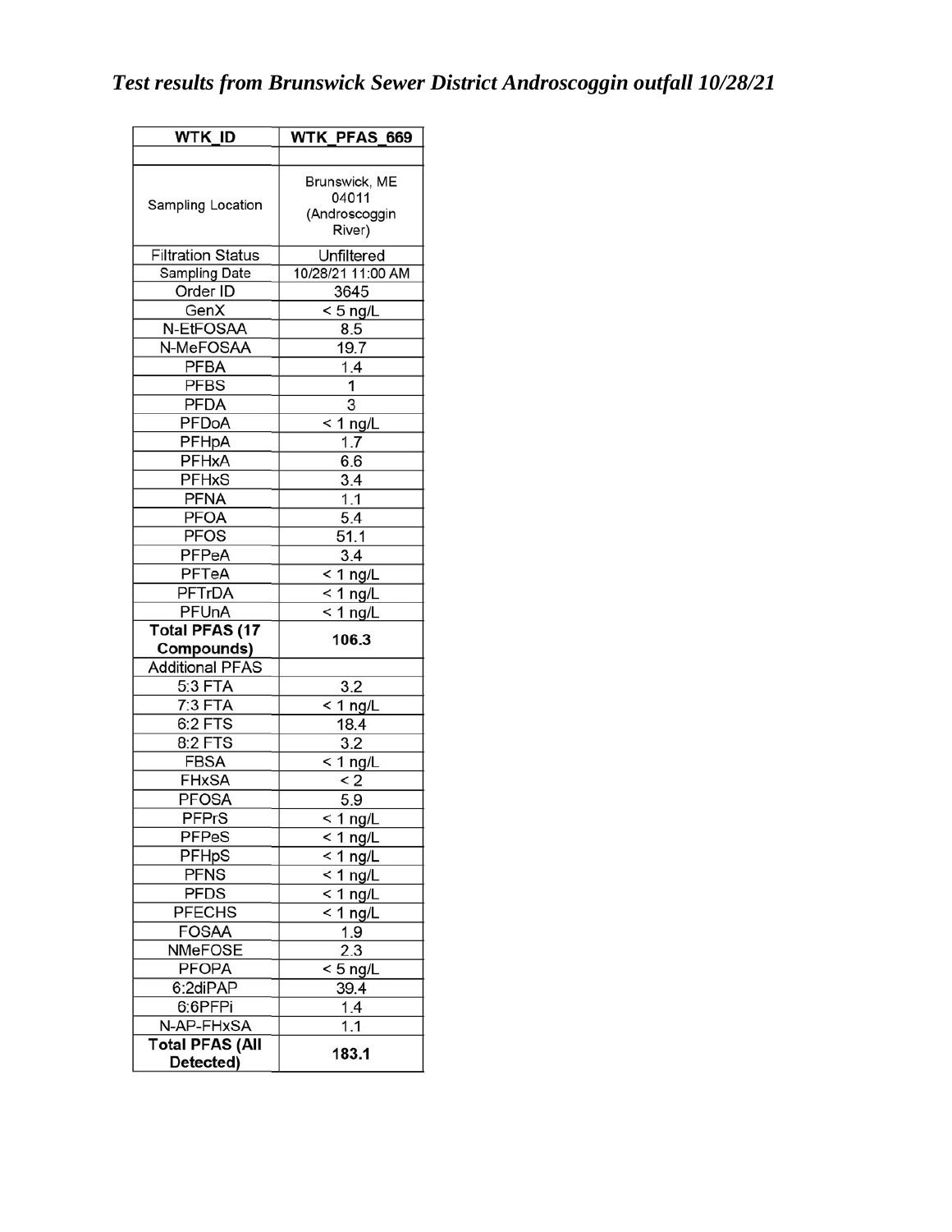*Test results from Brunswick Sewer District Androscoggin outfall 10/28/21*

| WTK_ID | WTK_PFAS_669 |
|---|---|
| | |
| Sampling Location | Brunswick, ME 04011 (Androscoggin River) |
| Filtration Status | Unfiltered |
| Sampling Date | 10/28/21 11:00 AM |
| Order ID | 3645 |
| GenX | < 5 ng/L |
| N-EtFOSAA | 8.5 |
| N-MeFOSAA | 19.7 |
| PFBA | 1.4 |
| PFBS | 1 |
| PFDA | 3 |
| PFDoA | < 1 ng/L |
| PFHpA | 1.7 |
| PFHxA | 6.6 |
| PFHxS | 3.4 |
| PFNA | 1.1 |
| PFOA | 5.4 |
| PFOS | 51.1 |
| PFPeA | 3.4 |
| PFTeA | < 1 ng/L |
| PFTrDA | < 1 ng/L |
| PFUnA | < 1 ng/L |
| **Total PFAS (17 Compounds)** | **106.3** |
| Additional PFAS | |
| 5:3 FTA | 3.2 |
| 7:3 FTA | < 1 ng/L |
| 6:2 FTS | 18.4 |
| 8:2 FTS | 3.2 |
| FBSA | < 1 ng/L |
| FHxSA | < 2 |
| PFOSA | 5.9 |
| PFPrS | < 1 ng/L |
| PFPeS | < 1 ng/L |
| PFHpS | < 1 ng/L |
| PFNS | < 1 ng/L |
| PFDS | < 1 ng/L |
| PFECHS | < 1 ng/L |
| FOSAA | 1.9 |
| NMeFOSE | 2.3 |
| PFOPA | < 5 ng/L |
| 6:2diPAP | 39.4 |
| 6:6PFPi | 1.4 |
| N-AP-FHxSA | 1.1 |
| **Total PFAS (All Detected)** | **183.1** |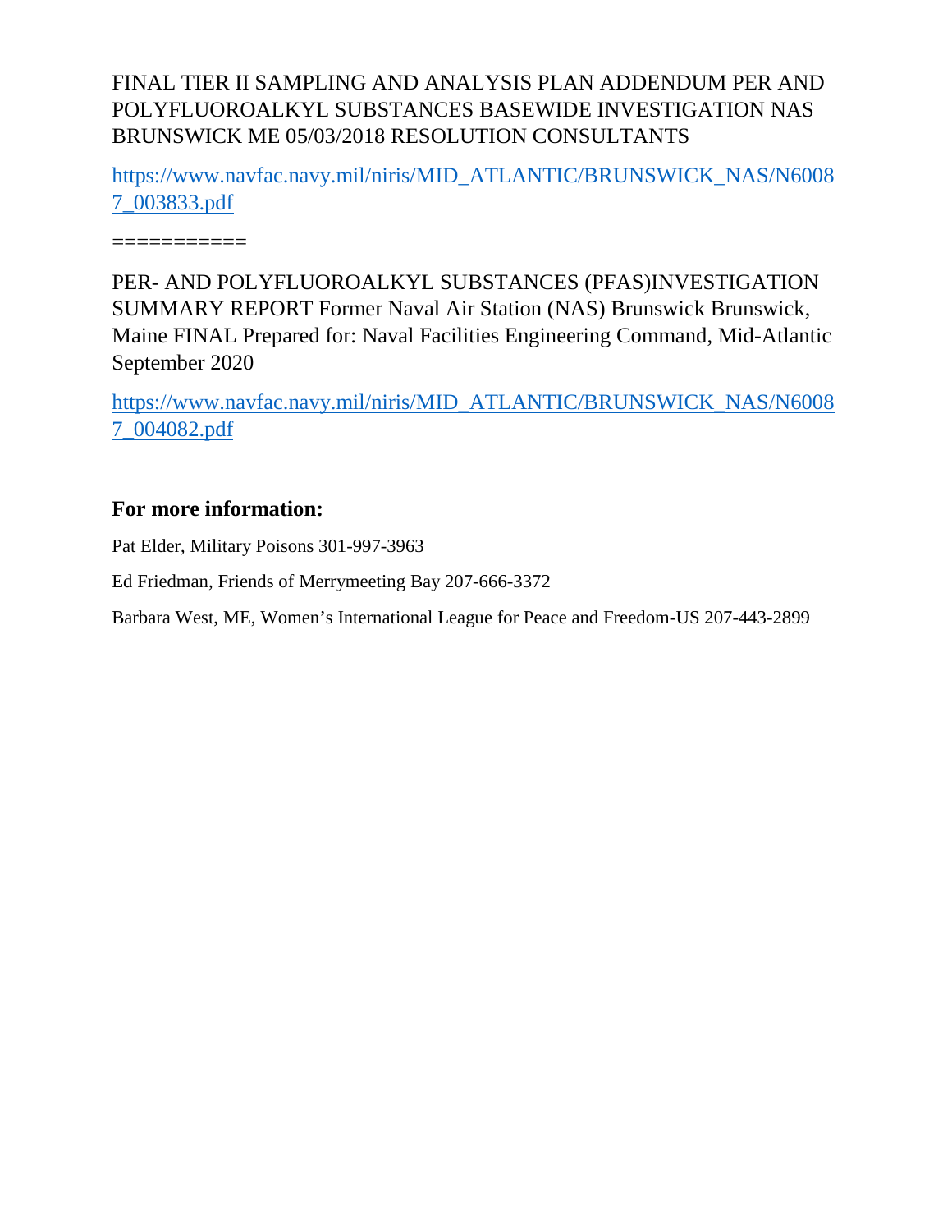FINAL TIER II SAMPLING AND ANALYSIS PLAN ADDENDUM PER AND POLYFLUOROALKYL SUBSTANCES BASEWIDE INVESTIGATION NAS BRUNSWICK ME 05/03/2018 RESOLUTION CONSULTANTS

https://www.navfac.navy.mil/niris/MID_ATLANTIC/BRUNSWICK_NAS/N60087_003833.pdf

===========

PER- AND POLYFLUOROALKYL SUBSTANCES (PFAS)INVESTIGATION SUMMARY REPORT Former Naval Air Station (NAS) Brunswick Brunswick, Maine FINAL Prepared for: Naval Facilities Engineering Command, Mid-Atlantic September 2020

https://www.navfac.navy.mil/niris/MID_ATLANTIC/BRUNSWICK_NAS/N60087_004082.pdf

### For more information:

Pat Elder, Military Poisons 301-997-3963

Ed Friedman, Friends of Merrymeeting Bay 207-666-3372

Barbara West, ME, Women's International League for Peace and Freedom-US 207-443-2899